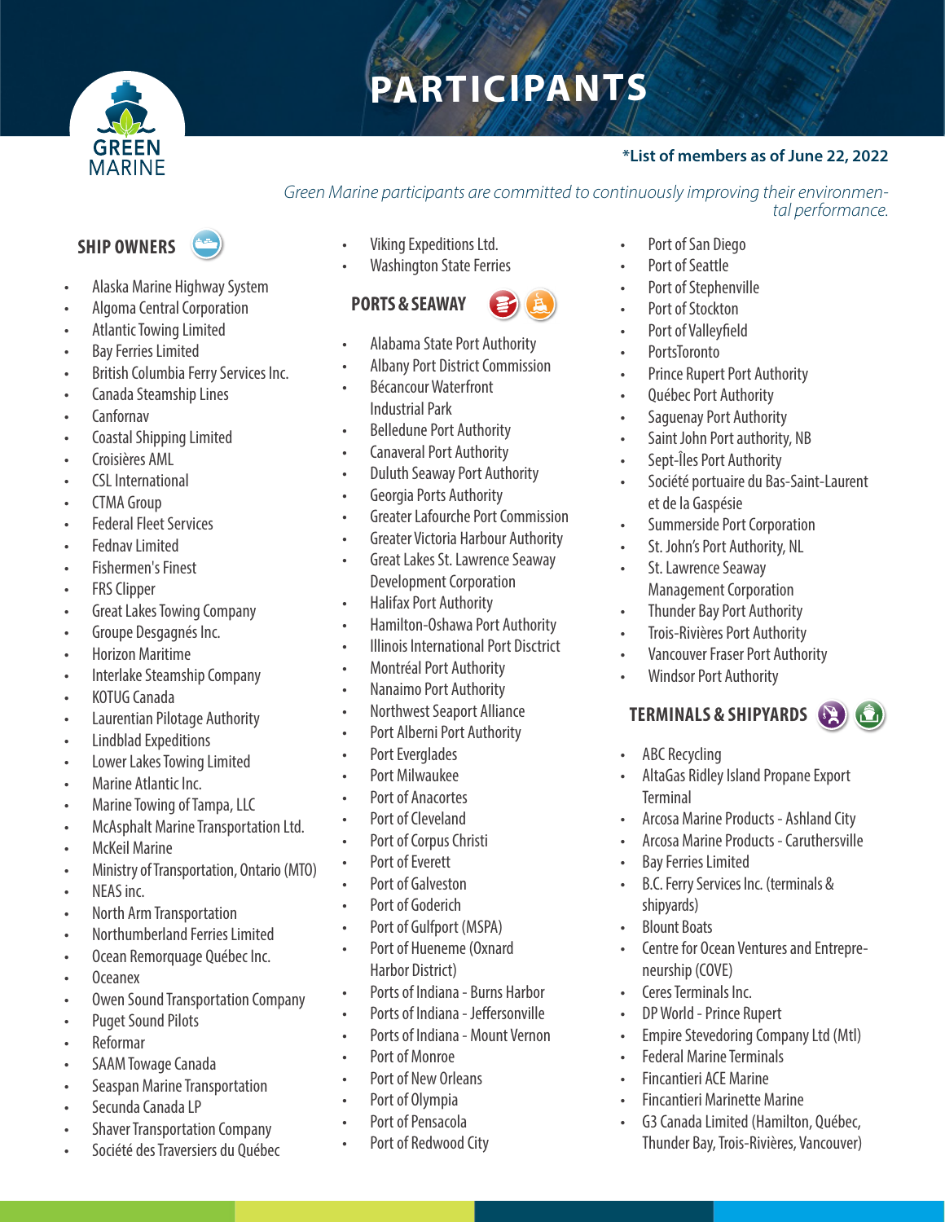# PARTICIPANTS

**\*List of members as of June 22, 2022**

*Green Marine participants are committed to continuously improving their environmental performance.*

## SHIP OWNERS

- Alaska Marine Highway System
- Algoma Central Corporation
- Atlantic Towing Limited
- Bay Ferries Limited
- British Columbia Ferry Services Inc.
- Canada Steamship Lines
- Canfornav
- Coastal Shipping Limited
- Croisières AML
- CSL International
- CTMA Group
- Federal Fleet Services
- Fednav Limited
- Fishermen's Finest
- FRS Clipper
- Great Lakes Towing Company
- Groupe Desgagnés Inc.
- Horizon Maritime
- Interlake Steamship Company
- KOTUG Canada
- Laurentian Pilotage Authority
- Lindblad Expeditions
- Lower Lakes Towing Limited
- Marine Atlantic Inc.
- Marine Towing of Tampa, LLC
- McAsphalt Marine Transportation Ltd.
- McKeil Marine
- Ministry of Transportation, Ontario (MTO)
- NEAS inc.
- North Arm Transportation
- Northumberland Ferries Limited
- Ocean Remorquage Québec Inc.
- Oceanex
- Owen Sound Transportation Company
- Puget Sound Pilots
- Reformar
- SAAM Towage Canada
- Seaspan Marine Transportation
- Secunda Canada LP
- Shaver Transportation Company
- Société des Traversiers du Québec
- Viking Expeditions Ltd.
- Washington State Ferries

## PORTS & SEAWAY

- Alabama State Port Authority
- Albany Port District Commission
- Bécancour Waterfront Industrial Park
- Belledune Port Authority
- Canaveral Port Authority
- Duluth Seaway Port Authority
- Georgia Ports Authority
- Greater Lafourche Port Commission
- Greater Victoria Harbour Authority
- Great Lakes St. Lawrence Seaway Development Corporation
- Halifax Port Authority
- Hamilton-Oshawa Port Authority
- Illinois International Port Disctrict
- Montréal Port Authority
- Nanaimo Port Authority
- Northwest Seaport Alliance
- Port Alberni Port Authority
- Port Everglades
- Port Milwaukee
- Port of Anacortes
- Port of Cleveland
- Port of Corpus Christi
- Port of Everett
- Port of Galveston
- Port of Goderich
- Port of Gulfport (MSPA)
- Port of Hueneme (Oxnard Harbor District)
- Ports of Indiana - Burns Harbor
- Ports of Indiana - Jeffersonville
- Ports of Indiana - Mount Vernon
- Port of Monroe
- Port of New Orleans
- Port of Olympia
- Port of Pensacola
- Port of Redwood City
- Port of San Diego
- Port of Seattle
- Port of Stephenville
- Port of Stockton
- Port of Valleyfield
- PortsToronto
- Prince Rupert Port Authority
- Québec Port Authority
- Saguenay Port Authority
- Saint John Port authority, NB
- Sept-Îles Port Authority
- Société portuaire du Bas-Saint-Laurent et de la Gaspésie
- Summerside Port Corporation
- St. John's Port Authority, NL
- St. Lawrence Seaway Management Corporation
- Thunder Bay Port Authority
- Trois-Rivières Port Authority
- Vancouver Fraser Port Authority
- Windsor Port Authority

## TERMINALS & SHIPYARDS

- ABC Recycling
- AltaGas Ridley Island Propane Export Terminal
- Arcosa Marine Products - Ashland City
- Arcosa Marine Products - Caruthersville
- Bay Ferries Limited
- B.C. Ferry Services Inc. (terminals & shipyards)
- Blount Boats
- Centre for Ocean Ventures and Entrepreneurship (COVE)
- Ceres Terminals Inc.
- DP World - Prince Rupert
- Empire Stevedoring Company Ltd (Mtl)
- Federal Marine Terminals
- Fincantieri ACE Marine
- Fincantieri Marinette Marine
- G3 Canada Limited (Hamilton, Québec, Thunder Bay, Trois-Rivières, Vancouver)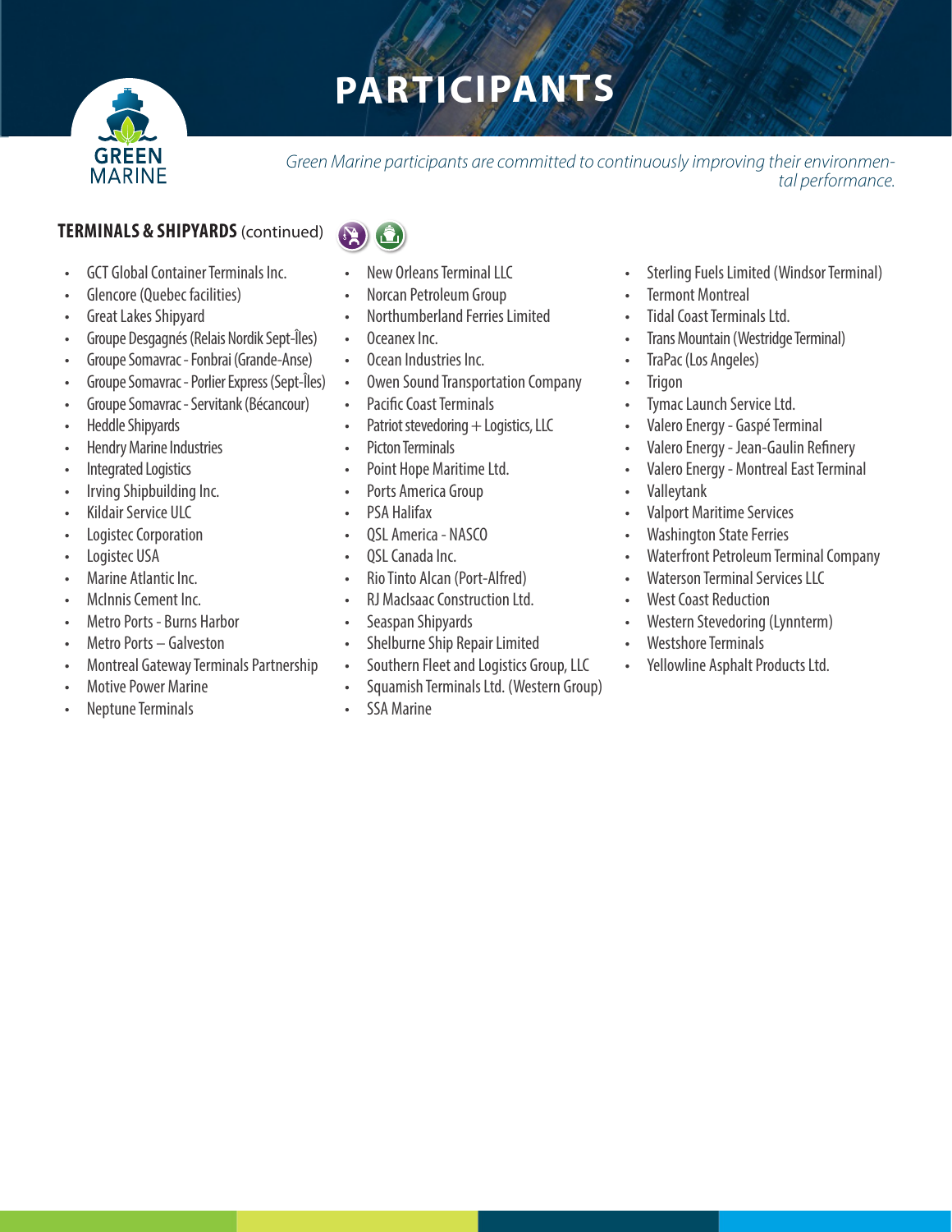# PARTICIPANTS

*Green Marine participants are committed to continuously improving their environmental performance.*

## **TERMINALS & SHIPYARDS** (continued)

- GCT Global Container Terminals Inc.
- Glencore (Quebec facilities)
- Great Lakes Shipyard
- Groupe Desgagnés (Relais Nordik Sept-Îles)
- Groupe Somavrac - Fonbrai (Grande-Anse)
- Groupe Somavrac - Porlier Express (Sept-Îles)
- Groupe Somavrac - Servitank (Bécancour)
- Heddle Shipyards
- Hendry Marine Industries
- Integrated Logistics
- Irving Shipbuilding Inc.
- Kildair Service ULC
- Logistec Corporation
- Logistec USA
- Marine Atlantic Inc.
- McInnis Cement Inc.
- Metro Ports - Burns Harbor
- Metro Ports – Galveston
- Montreal Gateway Terminals Partnership
- Motive Power Marine
- Neptune Terminals
- New Orleans Terminal LLC
- Norcan Petroleum Group
- Northumberland Ferries Limited
- Oceanex Inc.
- Ocean Industries Inc.
- Owen Sound Transportation Company
- Pacific Coast Terminals
- Patriot stevedoring + Logistics, LLC
- Picton Terminals
- Point Hope Maritime Ltd.
- Ports America Group
- PSA Halifax
- QSL America - NASCO
- QSL Canada Inc.
- Rio Tinto Alcan (Port-Alfred)
- RJ MacIsaac Construction Ltd.
- Seaspan Shipyards
- Shelburne Ship Repair Limited
- Southern Fleet and Logistics Group, LLC
- Squamish Terminals Ltd. (Western Group)
- SSA Marine
- Sterling Fuels Limited (Windsor Terminal)
- Termont Montreal
- Tidal Coast Terminals Ltd.
- Trans Mountain (Westridge Terminal)
- TraPac (Los Angeles)
- Trigon
- Tymac Launch Service Ltd.
- Valero Energy - Gaspé Terminal
- Valero Energy - Jean-Gaulin Refinery
- Valero Energy - Montreal East Terminal
- Valleytank
- Valport Maritime Services
- Washington State Ferries
- Waterfront Petroleum Terminal Company
- Waterson Terminal Services LLC
- West Coast Reduction
- Western Stevedoring (Lynnterm)
- Westshore Terminals
- Yellowline Asphalt Products Ltd.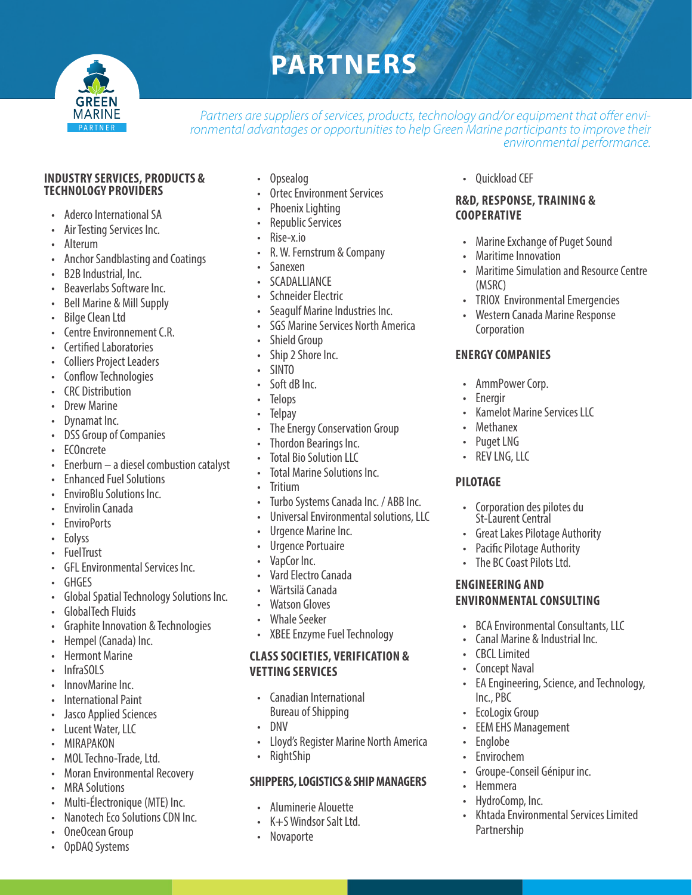# PARTNERS

*Partners are suppliers of services, products, technology and/or equipment that offer environmental advantages or opportunities to help Green Marine participants to improve their environmental performance.*

## INDUSTRY SERVICES, PRODUCTS & TECHNOLOGY PROVIDERS

- Aderco International SA
- Air Testing Services Inc.
- Alterum
- Anchor Sandblasting and Coatings
- B2B Industrial, Inc.
- Beaverlabs Software Inc.
- Bell Marine & Mill Supply
- Bilge Clean Ltd
- Centre Environnement C.R.
- Certified Laboratories
- Colliers Project Leaders
- Conflow Technologies
- CRC Distribution
- Drew Marine
- Dynamat Inc.
- DSS Group of Companies
- ECOncrete
- Enerburn – a diesel combustion catalyst
- Enhanced Fuel Solutions
- EnviroBlu Solutions Inc.
- Envirolin Canada
- EnviroPorts
- Eolys
- FuelTrust
- GFL Environmental Services Inc.
- GHGES
- Global Spatial Technology Solutions Inc.
- GlobalTech Fluids
- Graphite Innovation & Technologies
- Hempel (Canada) Inc.
- Hermont Marine
- InfraSOLS
- InnovMarine Inc.
- International Paint
- Jasco Applied Sciences
- Lucent Water, LLC
- MIRAPAKON
- MOL Techno-Trade, Ltd.
- Moran Environmental Recovery
- MRA Solutions
- Multi-Électronique (MTE) Inc.
- Nanotech Eco Solutions CDN Inc.
- OneOcean Group
- OpDAQ Systems
- Opsealog
- Ortec Environment Services
- Phoenix Lighting
- Republic Services
- Rise-x.io
- R. W. Fernstrum & Company
- Sanexen
- SCADALLIANCE
- Schneider Electric
- Seagulf Marine Industries Inc.
- SGS Marine Services North America
- Shield Group
- Ship 2 Shore Inc.
- SINTO
- Soft dB Inc.
- Telops
- Telpay
- The Energy Conservation Group
- Thordon Bearings Inc.
- Total Bio Solution LLC
- Total Marine Solutions Inc.
- Tritium
- Turbo Systems Canada Inc. / ABB Inc.
- Universal Environmental solutions, LLC
- Urgence Marine Inc.
- Urgence Portuaire
- VapCor Inc.
- Vard Electro Canada
- Wärtsilä Canada
- Watson Gloves
- Whale Seeker
- XBEE Enzyme Fuel Technology

## CLASS SOCIETIES, VERIFICATION & VETTING SERVICES

- Canadian International Bureau of Shipping
- DNV
- Lloyd's Register Marine North America
- RightShip

## SHIPPERS, LOGISTICS & SHIP MANAGERS

- Aluminerie Alouette
- K+S Windsor Salt Ltd.
- Novaporte
- Quickload CEF

## R&D, RESPONSE, TRAINING & COOPERATIVE

- Marine Exchange of Puget Sound
- Maritime Innovation
- Maritime Simulation and Resource Centre (MSRC)
- TRIOX Environmental Emergencies
- Western Canada Marine Response Corporation

## ENERGY COMPANIES

- AmmPower Corp.
- Energir
- Kamelot Marine Services LLC
- Methanex
- Puget LNG
- REV LNG, LLC

## PILOTAGE

- Corporation des pilotes du St-Laurent Central
- Great Lakes Pilotage Authority
- Pacific Pilotage Authority
- The BC Coast Pilots Ltd.

## ENGINEERING AND ENVIRONMENTAL CONSULTING

- BCA Environmental Consultants, LLC
- Canal Marine & Industrial Inc.
- CBCL Limited
- Concept Naval
- EA Engineering, Science, and Technology, Inc., PBC
- EcoLogix Group
- EEM EHS Management
- Englobe
- Envirochem
- Groupe-Conseil Génipur inc.
- Hemmera
- HydroComp, Inc.
- Khtada Environmental Services Limited Partnership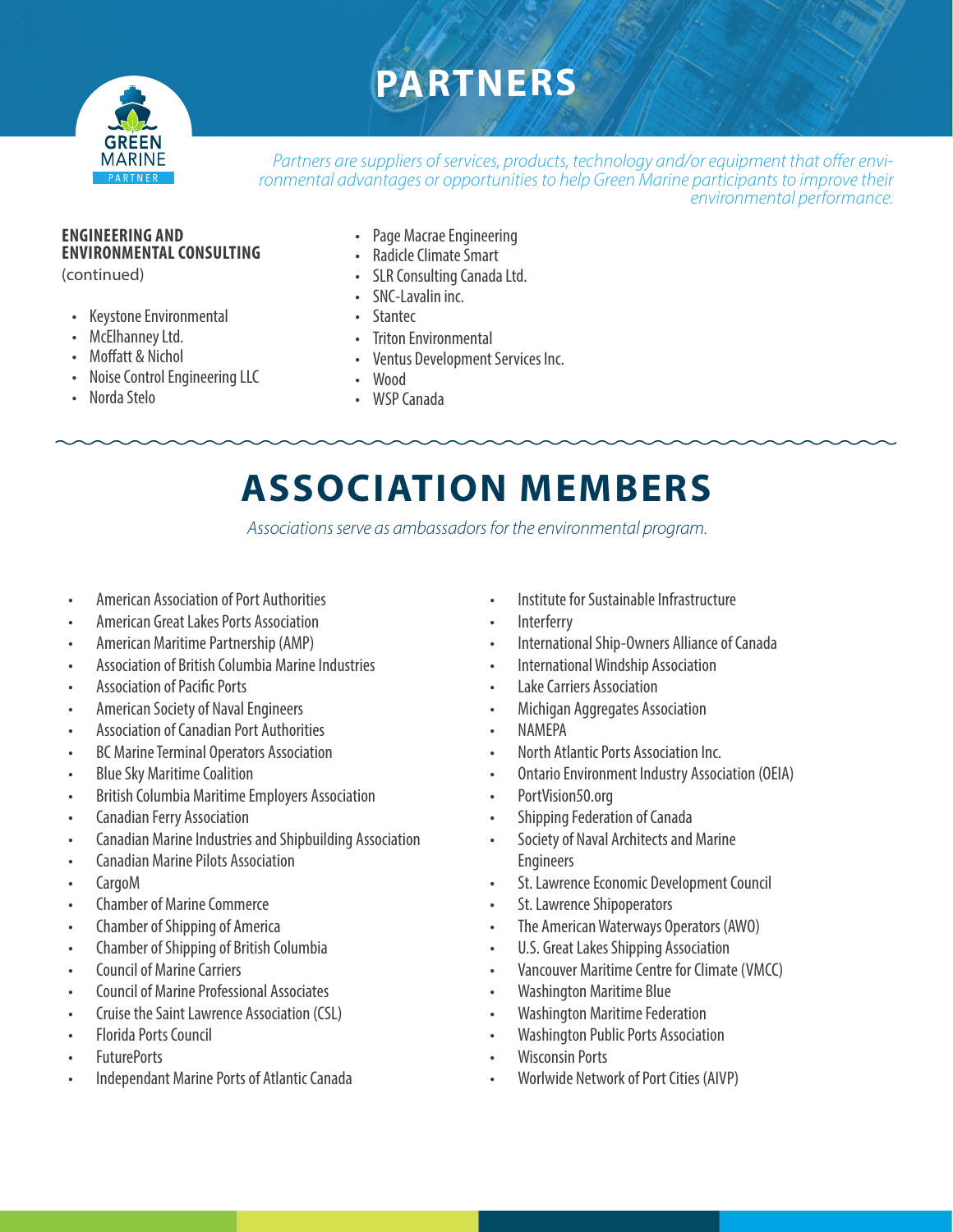# PARTNERS

*Partners are suppliers of services, products, technology and/or equipment that offer environmental advantages or opportunities to help Green Marine participants to improve their environmental performance.*

**ENGINEERING AND ENVIRONMENTAL CONSULTING**
(continued)

- Keystone Environmental
- McElhanney Ltd.
- Moffatt & Nichol
- Noise Control Engineering LLC
- Norda Stelo
- Page Macrae Engineering
- Radicle Climate Smart
- SLR Consulting Canada Ltd.
- SNC-Lavalin inc.
- Stantec
- Triton Environmental
- Ventus Development Services Inc.
- Wood
- WSP Canada

# ASSOCIATION MEMBERS

*Associations serve as ambassadors for the environmental program.*

- American Association of Port Authorities
- American Great Lakes Ports Association
- American Maritime Partnership (AMP)
- Association of British Columbia Marine Industries
- Association of Pacific Ports
- American Society of Naval Engineers
- Association of Canadian Port Authorities
- BC Marine Terminal Operators Association
- Blue Sky Maritime Coalition
- British Columbia Maritime Employers Association
- Canadian Ferry Association
- Canadian Marine Industries and Shipbuilding Association
- Canadian Marine Pilots Association
- CargoM
- Chamber of Marine Commerce
- Chamber of Shipping of America
- Chamber of Shipping of British Columbia
- Council of Marine Carriers
- Council of Marine Professional Associates
- Cruise the Saint Lawrence Association (CSL)
- Florida Ports Council
- FuturePorts
- Independant Marine Ports of Atlantic Canada
- Institute for Sustainable Infrastructure
- Interferry
- International Ship-Owners Alliance of Canada
- International Windship Association
- Lake Carriers Association
- Michigan Aggregates Association
- NAMEPA
- North Atlantic Ports Association Inc.
- Ontario Environment Industry Association (OEIA)
- PortVision50.org
- Shipping Federation of Canada
- Society of Naval Architects and Marine Engineers
- St. Lawrence Economic Development Council
- St. Lawrence Shipoperators
- The American Waterways Operators (AWO)
- U.S. Great Lakes Shipping Association
- Vancouver Maritime Centre for Climate (VMCC)
- Washington Maritime Blue
- Washington Maritime Federation
- Washington Public Ports Association
- Wisconsin Ports
- Worlwide Network of Port Cities (AIVP)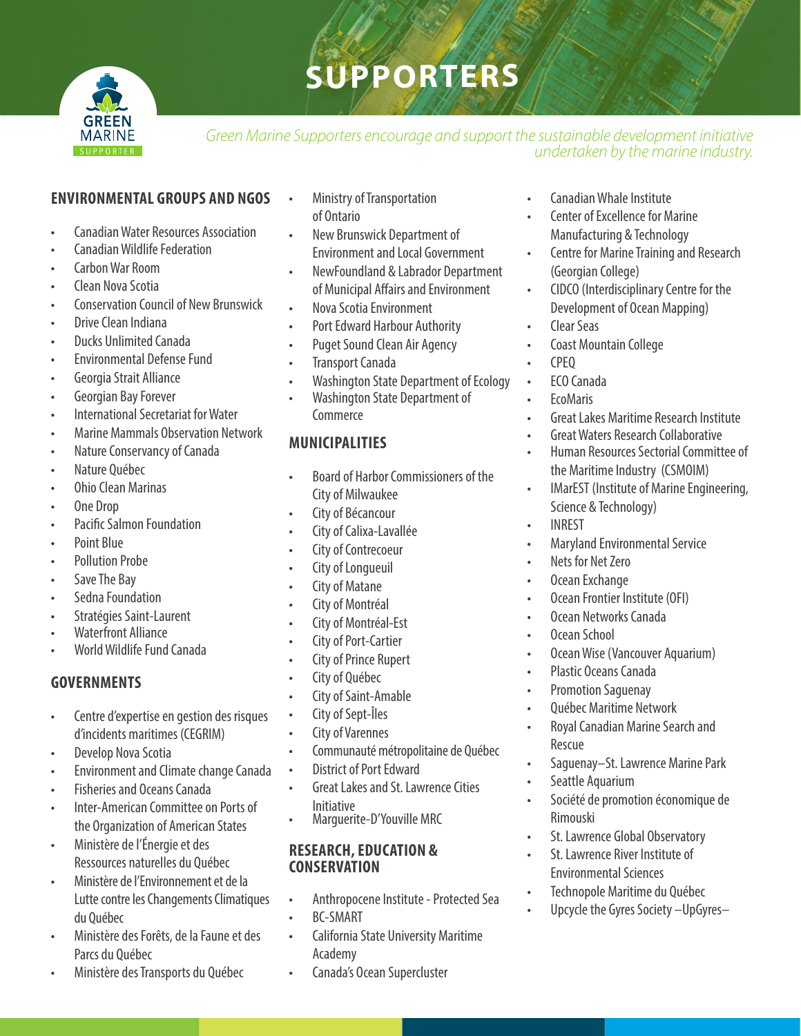# SUPPORTERS

GREEN MARINE SUPPORTER

*Green Marine Supporters encourage and support the sustainable development initiative undertaken by the marine industry.*

## ENVIRONMENTAL GROUPS AND NGOS

- Canadian Water Resources Association
- Canadian Wildlife Federation
- Carbon War Room
- Clean Nova Scotia
- Conservation Council of New Brunswick
- Drive Clean Indiana
- Ducks Unlimited Canada
- Environmental Defense Fund
- Georgia Strait Alliance
- Georgian Bay Forever
- International Secretariat for Water
- Marine Mammals Observation Network
- Nature Conservancy of Canada
- Nature Québec
- Ohio Clean Marinas
- One Drop
- Pacific Salmon Foundation
- Point Blue
- Pollution Probe
- Save The Bay
- Sedna Foundation
- Stratégies Saint-Laurent
- Waterfront Alliance
- World Wildlife Fund Canada

## GOVERNMENTS

- Centre d'expertise en gestion des risques d'incidents maritimes (CEGRIM)
- Develop Nova Scotia
- Environment and Climate change Canada
- Fisheries and Oceans Canada
- Inter-American Committee on Ports of the Organization of American States
- Ministère de l'Énergie et des Ressources naturelles du Québec
- Ministère de l'Environnement et de la Lutte contre les Changements Climatiques du Québec
- Ministère des Forêts, de la Faune et des Parcs du Québec
- Ministère des Transports du Québec
- Ministry of Transportation of Ontario
- New Brunswick Department of Environment and Local Government
- NewFoundland & Labrador Department of Municipal Affairs and Environment
- Nova Scotia Environment
- Port Edward Harbour Authority
- Puget Sound Clean Air Agency
- Transport Canada
- Washington State Department of Ecology
- Washington State Department of Commerce

## MUNICIPALITIES

- Board of Harbor Commissioners of the City of Milwaukee
- City of Bécancour
- City of Calixa-Lavallée
- City of Contrecoeur
- City of Longueuil
- City of Matane
- City of Montréal
- City of Montréal-Est
- City of Port-Cartier
- City of Prince Rupert
- City of Québec
- City of Saint-Amable
- City of Sept-Îles
- City of Varennes
- Communauté métropolitaine de Québec
- District of Port Edward
- Great Lakes and St. Lawrence Cities Initiative
- Marguerite-D'Youville MRC

## RESEARCH, EDUCATION & CONSERVATION

- Anthropocene Institute - Protected Sea
- BC-SMART
- California State University Maritime Academy
- Canada's Ocean Supercluster
- Canadian Whale Institute
- Center of Excellence for Marine Manufacturing & Technology
- Centre for Marine Training and Research (Georgian College)
- CIDCO (Interdisciplinary Centre for the Development of Ocean Mapping)
- Clear Seas
- Coast Mountain College
- CPEQ
- ECO Canada
- EcoMaris
- Great Lakes Maritime Research Institute
- Great Waters Research Collaborative
- Human Resources Sectorial Committee of the Maritime Industry (CSMOIM)
- IMarEST (Institute of Marine Engineering, Science & Technology)
- INREST
- Maryland Environmental Service
- Nets for Net Zero
- Ocean Exchange
- Ocean Frontier Institute (OFI)
- Ocean Networks Canada
- Ocean School
- Ocean Wise (Vancouver Aquarium)
- Plastic Oceans Canada
- Promotion Saguenay
- Québec Maritime Network
- Royal Canadian Marine Search and Rescue
- Saguenay–St. Lawrence Marine Park
- Seattle Aquarium
- Société de promotion économique de Rimouski
- St. Lawrence Global Observatory
- St. Lawrence River Institute of Environmental Sciences
- Technopole Maritime du Québec
- Upcycle the Gyres Society –UpGyres–